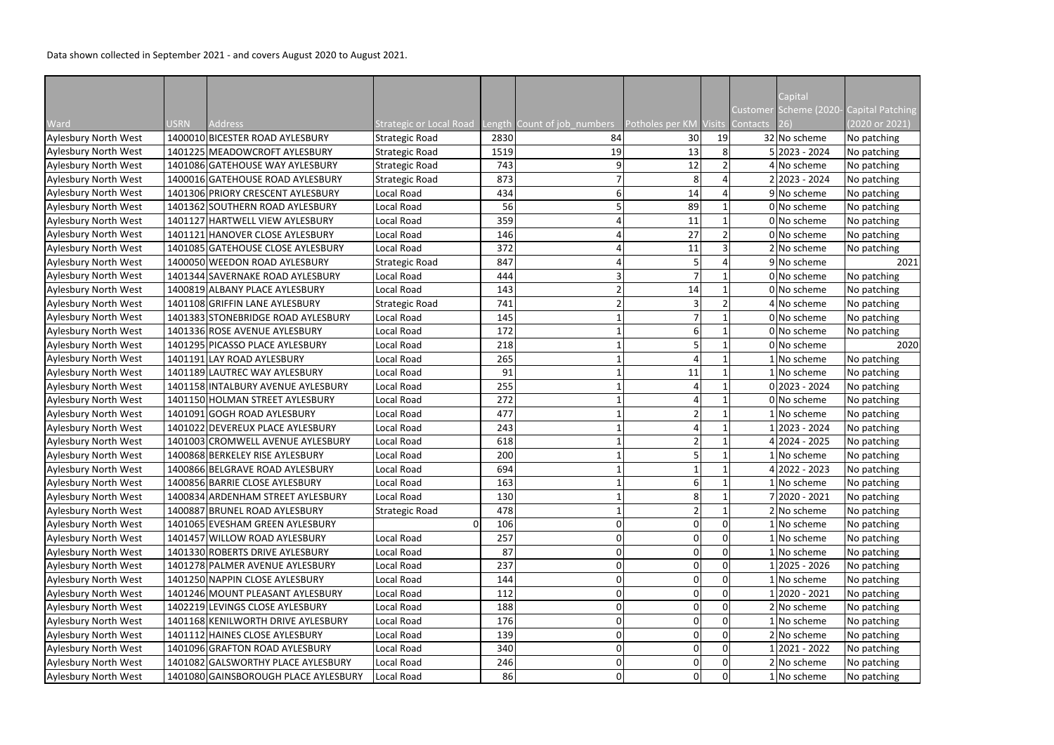Data shown collected in September 2021 - and covers August 2020 to August 2021.

| Ward | USRN | Address | Strategic or Local Road | Length | Count of job_numbers | Potholes per KM | Visits | Customer Contacts | Capital Scheme (2020-26) | Capital Patching (2020 or 2021) |
|---|---|---|---|---|---|---|---|---|---|---|
| Aylesbury North West | 1400010 | BICESTER ROAD AYLESBURY | Strategic Road | 2830 | 84 | 30 | 19 | 32 | No scheme | No patching |
| Aylesbury North West | 1401225 | MEADOWCROFT AYLESBURY | Strategic Road | 1519 | 19 | 13 | 8 | 5 | 2023 - 2024 | No patching |
| Aylesbury North West | 1401086 | GATEHOUSE WAY AYLESBURY | Strategic Road | 743 | 9 | 12 | 2 | 4 | No scheme | No patching |
| Aylesbury North West | 1400016 | GATEHOUSE ROAD AYLESBURY | Strategic Road | 873 | 7 | 8 | 4 | 2 | 2023 - 2024 | No patching |
| Aylesbury North West | 1401306 | PRIORY CRESCENT AYLESBURY | Local Road | 434 | 6 | 14 | 4 | 9 | No scheme | No patching |
| Aylesbury North West | 1401362 | SOUTHERN ROAD AYLESBURY | Local Road | 56 | 5 | 89 | 1 | 0 | No scheme | No patching |
| Aylesbury North West | 1401127 | HARTWELL VIEW AYLESBURY | Local Road | 359 | 4 | 11 | 1 | 0 | No scheme | No patching |
| Aylesbury North West | 1401121 | HANOVER CLOSE AYLESBURY | Local Road | 146 | 4 | 27 | 2 | 0 | No scheme | No patching |
| Aylesbury North West | 1401085 | GATEHOUSE CLOSE AYLESBURY | Local Road | 372 | 4 | 11 | 3 | 2 | No scheme | No patching |
| Aylesbury North West | 1400050 | WEEDON ROAD AYLESBURY | Strategic Road | 847 | 4 | 5 | 4 | 9 | No scheme | 2021 |
| Aylesbury North West | 1401344 | SAVERNAKE ROAD AYLESBURY | Local Road | 444 | 3 | 7 | 1 | 0 | No scheme | No patching |
| Aylesbury North West | 1400819 | ALBANY PLACE AYLESBURY | Local Road | 143 | 2 | 14 | 1 | 0 | No scheme | No patching |
| Aylesbury North West | 1401108 | GRIFFIN LANE AYLESBURY | Strategic Road | 741 | 2 | 3 | 2 | 4 | No scheme | No patching |
| Aylesbury North West | 1401383 | STONEBRIDGE ROAD AYLESBURY | Local Road | 145 | 1 | 7 | 1 | 0 | No scheme | No patching |
| Aylesbury North West | 1401336 | ROSE AVENUE AYLESBURY | Local Road | 172 | 1 | 6 | 1 | 0 | No scheme | No patching |
| Aylesbury North West | 1401295 | PICASSO PLACE AYLESBURY | Local Road | 218 | 1 | 5 | 1 | 0 | No scheme | 2020 |
| Aylesbury North West | 1401191 | LAY ROAD AYLESBURY | Local Road | 265 | 1 | 4 | 1 | 1 | No scheme | No patching |
| Aylesbury North West | 1401189 | LAUTREC WAY AYLESBURY | Local Road | 91 | 1 | 11 | 1 | 1 | No scheme | No patching |
| Aylesbury North West | 1401158 | INTALBURY AVENUE AYLESBURY | Local Road | 255 | 1 | 4 | 1 | 0 | 2023 - 2024 | No patching |
| Aylesbury North West | 1401150 | HOLMAN STREET AYLESBURY | Local Road | 272 | 1 | 4 | 1 | 0 | No scheme | No patching |
| Aylesbury North West | 1401091 | GOGH ROAD AYLESBURY | Local Road | 477 | 1 | 2 | 1 | 1 | No scheme | No patching |
| Aylesbury North West | 1401022 | DEVEREUX PLACE AYLESBURY | Local Road | 243 | 1 | 4 | 1 | 1 | 2023 - 2024 | No patching |
| Aylesbury North West | 1401003 | CROMWELL AVENUE AYLESBURY | Local Road | 618 | 1 | 2 | 1 | 4 | 2024 - 2025 | No patching |
| Aylesbury North West | 1400868 | BERKELEY RISE AYLESBURY | Local Road | 200 | 1 | 5 | 1 | 1 | No scheme | No patching |
| Aylesbury North West | 1400866 | BELGRAVE ROAD AYLESBURY | Local Road | 694 | 1 | 1 | 1 | 4 | 2022 - 2023 | No patching |
| Aylesbury North West | 1400856 | BARRIE CLOSE AYLESBURY | Local Road | 163 | 1 | 6 | 1 | 1 | No scheme | No patching |
| Aylesbury North West | 1400834 | ARDENHAM STREET AYLESBURY | Local Road | 130 | 1 | 8 | 1 | 7 | 2020 - 2021 | No patching |
| Aylesbury North West | 1400887 | BRUNEL ROAD AYLESBURY | Strategic Road | 478 | 1 | 2 | 1 | 2 | No scheme | No patching |
| Aylesbury North West | 1401065 | EVESHAM GREEN AYLESBURY | 0 | 106 | 0 | 0 | 0 | 1 | No scheme | No patching |
| Aylesbury North West | 1401457 | WILLOW ROAD AYLESBURY | Local Road | 257 | 0 | 0 | 0 | 1 | No scheme | No patching |
| Aylesbury North West | 1401330 | ROBERTS DRIVE AYLESBURY | Local Road | 87 | 0 | 0 | 0 | 1 | No scheme | No patching |
| Aylesbury North West | 1401278 | PALMER AVENUE AYLESBURY | Local Road | 237 | 0 | 0 | 0 | 1 | 2025 - 2026 | No patching |
| Aylesbury North West | 1401250 | NAPPIN CLOSE AYLESBURY | Local Road | 144 | 0 | 0 | 0 | 1 | No scheme | No patching |
| Aylesbury North West | 1401246 | MOUNT PLEASANT AYLESBURY | Local Road | 112 | 0 | 0 | 0 | 1 | 2020 - 2021 | No patching |
| Aylesbury North West | 1402219 | LEVINGS CLOSE AYLESBURY | Local Road | 188 | 0 | 0 | 0 | 2 | No scheme | No patching |
| Aylesbury North West | 1401168 | KENILWORTH DRIVE AYLESBURY | Local Road | 176 | 0 | 0 | 0 | 1 | No scheme | No patching |
| Aylesbury North West | 1401112 | HAINES CLOSE AYLESBURY | Local Road | 139 | 0 | 0 | 0 | 2 | No scheme | No patching |
| Aylesbury North West | 1401096 | GRAFTON ROAD AYLESBURY | Local Road | 340 | 0 | 0 | 0 | 1 | 2021 - 2022 | No patching |
| Aylesbury North West | 1401082 | GALSWORTHY PLACE AYLESBURY | Local Road | 246 | 0 | 0 | 0 | 2 | No scheme | No patching |
| Aylesbury North West | 1401080 | GAINSBOROUGH PLACE AYLESBURY | Local Road | 86 | 0 | 0 | 0 | 1 | No scheme | No patching |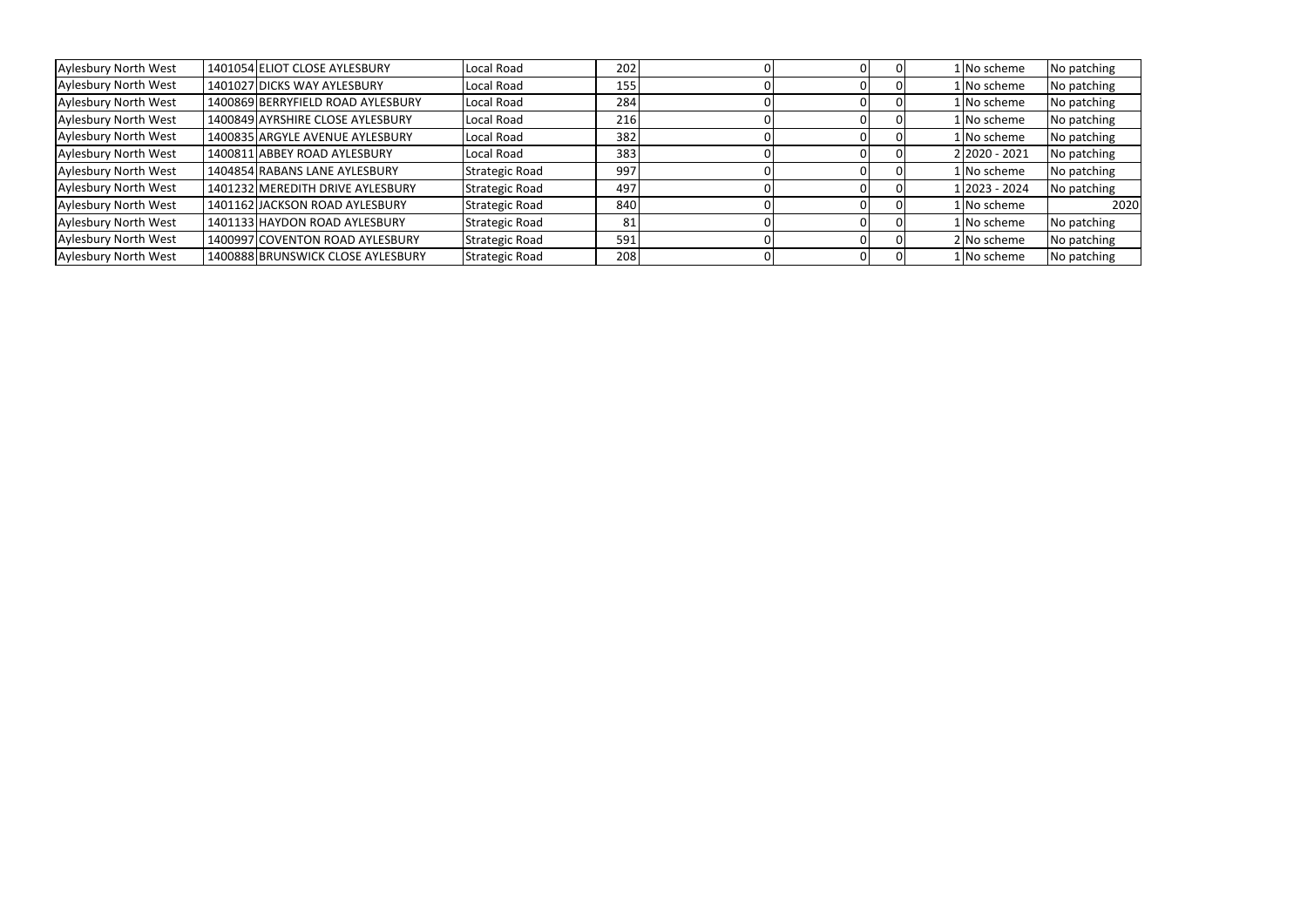| | | | | | | | | | | |
|---|---|---|---|---|---|---|---|---|---|---|
| Aylesbury North West | 1401054 | ELIOT CLOSE AYLESBURY | Local Road | 202 | 0 | 0 | 0 | 1 | No scheme | No patching |
| Aylesbury North West | 1401027 | DICKS WAY AYLESBURY | Local Road | 155 | 0 | 0 | 0 | 1 | No scheme | No patching |
| Aylesbury North West | 1400869 | BERRYFIELD ROAD AYLESBURY | Local Road | 284 | 0 | 0 | 0 | 1 | No scheme | No patching |
| Aylesbury North West | 1400849 | AYRSHIRE CLOSE AYLESBURY | Local Road | 216 | 0 | 0 | 0 | 1 | No scheme | No patching |
| Aylesbury North West | 1400835 | ARGYLE AVENUE AYLESBURY | Local Road | 382 | 0 | 0 | 0 | 1 | No scheme | No patching |
| Aylesbury North West | 1400811 | ABBEY ROAD AYLESBURY | Local Road | 383 | 0 | 0 | 0 | 2 | 2020 - 2021 | No patching |
| Aylesbury North West | 1404854 | RABANS LANE AYLESBURY | Strategic Road | 997 | 0 | 0 | 0 | 1 | No scheme | No patching |
| Aylesbury North West | 1401232 | MEREDITH DRIVE AYLESBURY | Strategic Road | 497 | 0 | 0 | 0 | 1 | 2023 - 2024 | No patching |
| Aylesbury North West | 1401162 | JACKSON ROAD AYLESBURY | Strategic Road | 840 | 0 | 0 | 0 | 1 | No scheme | 2020 |
| Aylesbury North West | 1401133 | HAYDON ROAD AYLESBURY | Strategic Road | 81 | 0 | 0 | 0 | 1 | No scheme | No patching |
| Aylesbury North West | 1400997 | COVENTON ROAD AYLESBURY | Strategic Road | 591 | 0 | 0 | 0 | 2 | No scheme | No patching |
| Aylesbury North West | 1400888 | BRUNSWICK CLOSE AYLESBURY | Strategic Road | 208 | 0 | 0 | 0 | 1 | No scheme | No patching |